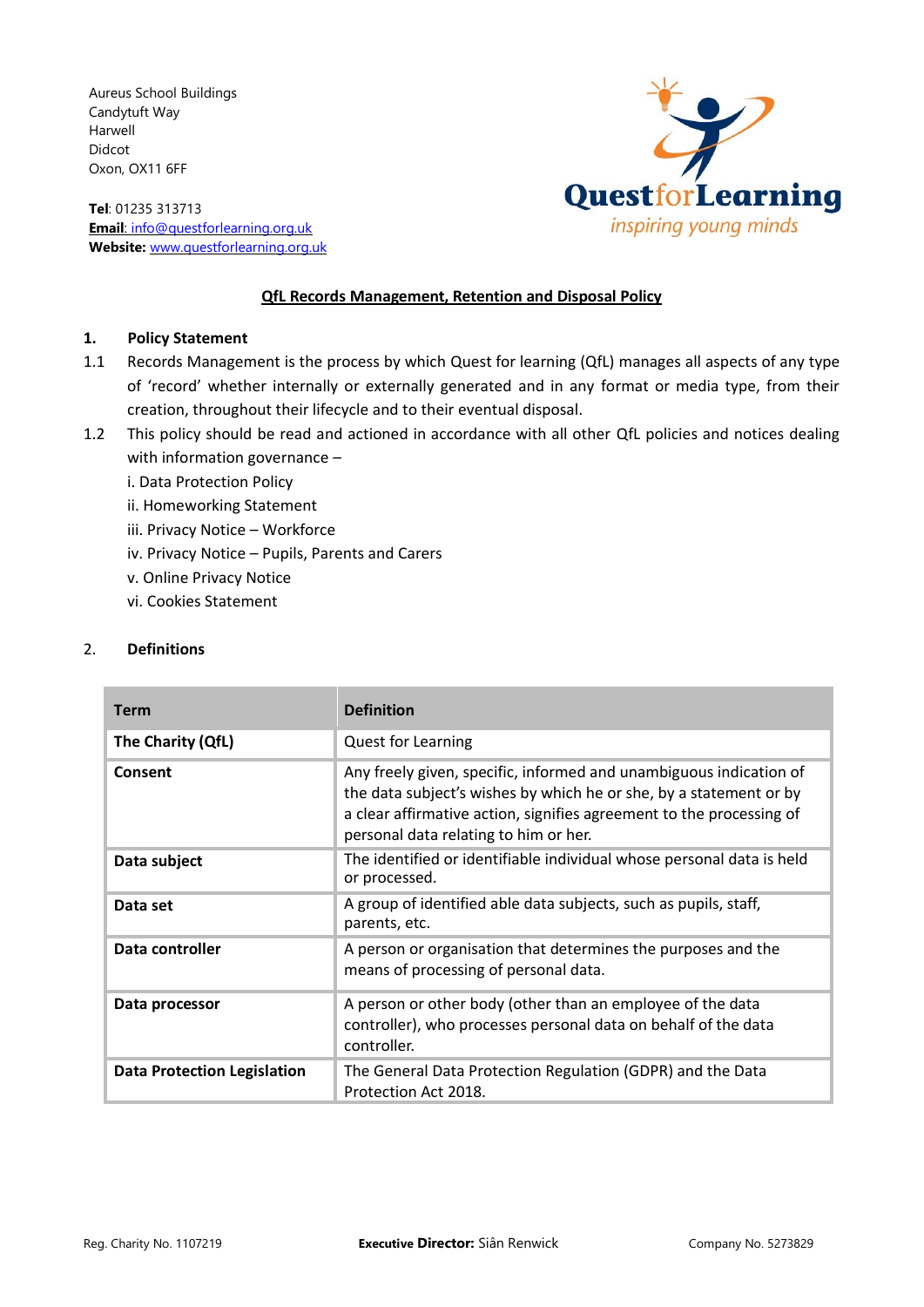Aureus School Buildings
Candytuft Way
Harwell
Didcot
Oxon, OX11 6FF

**Tel**: 01235 313713
**Email**: info@questforlearning.org.uk
**Website:** www.questforlearning.org.uk

QuestforLearning
*inspiring young minds*

# QfL Records Management, Retention and Disposal Policy

## 1. Policy Statement

1.1 Records Management is the process by which Quest for learning (QfL) manages all aspects of any type of 'record' whether internally or externally generated and in any format or media type, from their creation, throughout their lifecycle and to their eventual disposal.

1.2 This policy should be read and actioned in accordance with all other QfL policies and notices dealing with information governance –

i. Data Protection Policy
ii. Homeworking Statement
iii. Privacy Notice – Workforce
iv. Privacy Notice – Pupils, Parents and Carers
v. Online Privacy Notice
vi. Cookies Statement

## 2. Definitions

| Term | Definition |
|---|---|
| **The Charity (QfL)** | Quest for Learning |
| **Consent** | Any freely given, specific, informed and unambiguous indication of the data subject's wishes by which he or she, by a statement or by a clear affirmative action, signifies agreement to the processing of personal data relating to him or her. |
| **Data subject** | The identified or identifiable individual whose personal data is held or processed. |
| **Data set** | A group of identified able data subjects, such as pupils, staff, parents, etc. |
| **Data controller** | A person or organisation that determines the purposes and the means of processing of personal data. |
| **Data processor** | A person or other body (other than an employee of the data controller), who processes personal data on behalf of the data controller. |
| **Data Protection Legislation** | The General Data Protection Regulation (GDPR) and the Data Protection Act 2018. |

Reg. Charity No. 1107219 **Executive Director:** Siân Renwick Company No. 5273829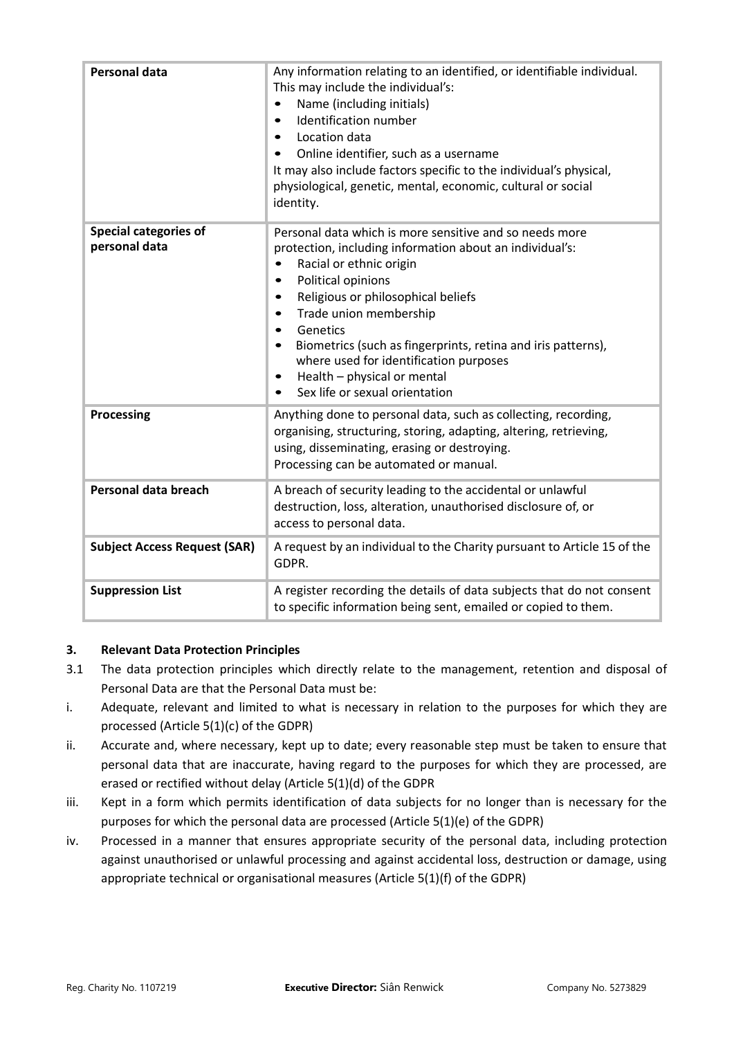| **Personal data** | Any information relating to an identified, or identifiable individual. This may include the individual's:<br>• Name (including initials)<br>• Identification number<br>• Location data<br>• Online identifier, such as a username<br>It may also include factors specific to the individual's physical, physiological, genetic, mental, economic, cultural or social identity. |
|---|---|
| **Special categories of personal data** | Personal data which is more sensitive and so needs more protection, including information about an individual's:<br>• Racial or ethnic origin<br>• Political opinions<br>• Religious or philosophical beliefs<br>• Trade union membership<br>• Genetics<br>• Biometrics (such as fingerprints, retina and iris patterns), where used for identification purposes<br>• Health – physical or mental<br>• Sex life or sexual orientation |
| **Processing** | Anything done to personal data, such as collecting, recording, organising, structuring, storing, adapting, altering, retrieving, using, disseminating, erasing or destroying.<br>Processing can be automated or manual. |
| **Personal data breach** | A breach of security leading to the accidental or unlawful destruction, loss, alteration, unauthorised disclosure of, or access to personal data. |
| **Subject Access Request (SAR)** | A request by an individual to the Charity pursuant to Article 15 of the GDPR. |
| **Suppression List** | A register recording the details of data subjects that do not consent to specific information being sent, emailed or copied to them. |

### 3. Relevant Data Protection Principles

3.1 The data protection principles which directly relate to the management, retention and disposal of Personal Data are that the Personal Data must be:

i. Adequate, relevant and limited to what is necessary in relation to the purposes for which they are processed (Article 5(1)(c) of the GDPR)

ii. Accurate and, where necessary, kept up to date; every reasonable step must be taken to ensure that personal data that are inaccurate, having regard to the purposes for which they are processed, are erased or rectified without delay (Article 5(1)(d) of the GDPR

iii. Kept in a form which permits identification of data subjects for no longer than is necessary for the purposes for which the personal data are processed (Article 5(1)(e) of the GDPR)

iv. Processed in a manner that ensures appropriate security of the personal data, including protection against unauthorised or unlawful processing and against accidental loss, destruction or damage, using appropriate technical or organisational measures (Article 5(1)(f) of the GDPR)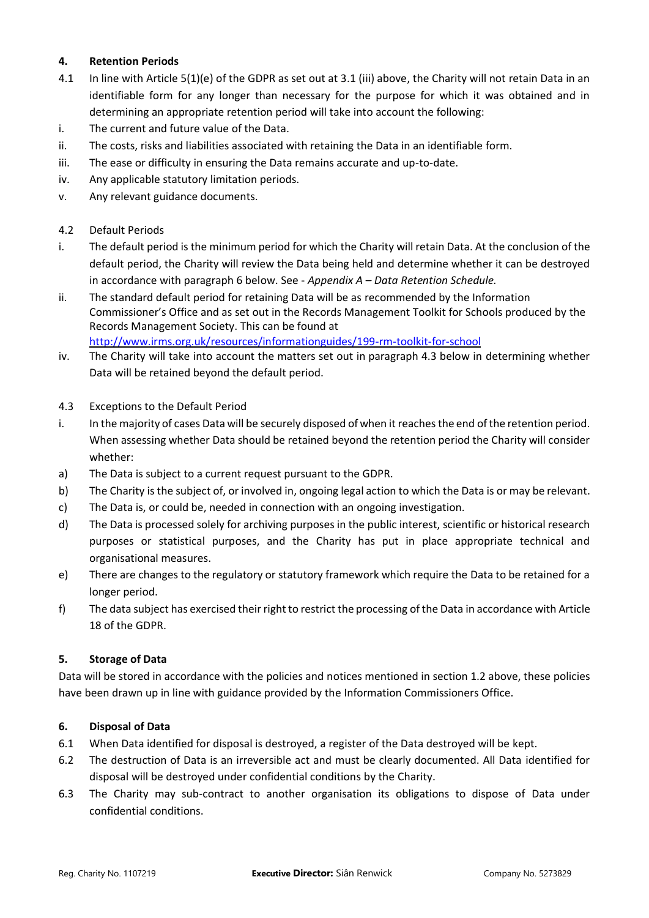**4. Retention Periods**

4.1 In line with Article 5(1)(e) of the GDPR as set out at 3.1 (iii) above, the Charity will not retain Data in an identifiable form for any longer than necessary for the purpose for which it was obtained and in determining an appropriate retention period will take into account the following:

i. The current and future value of the Data.

ii. The costs, risks and liabilities associated with retaining the Data in an identifiable form.

iii. The ease or difficulty in ensuring the Data remains accurate and up-to-date.

iv. Any applicable statutory limitation periods.

v. Any relevant guidance documents.

4.2 Default Periods

i. The default period is the minimum period for which the Charity will retain Data. At the conclusion of the default period, the Charity will review the Data being held and determine whether it can be destroyed in accordance with paragraph 6 below. See - *Appendix A – Data Retention Schedule.*

ii. The standard default period for retaining Data will be as recommended by the Information Commissioner's Office and as set out in the Records Management Toolkit for Schools produced by the Records Management Society. This can be found at http://www.irms.org.uk/resources/informationguides/199-rm-toolkit-for-school

iv. The Charity will take into account the matters set out in paragraph 4.3 below in determining whether Data will be retained beyond the default period.

4.3 Exceptions to the Default Period

i. In the majority of cases Data will be securely disposed of when it reaches the end of the retention period. When assessing whether Data should be retained beyond the retention period the Charity will consider whether:

a) The Data is subject to a current request pursuant to the GDPR.

b) The Charity is the subject of, or involved in, ongoing legal action to which the Data is or may be relevant.

c) The Data is, or could be, needed in connection with an ongoing investigation.

d) The Data is processed solely for archiving purposes in the public interest, scientific or historical research purposes or statistical purposes, and the Charity has put in place appropriate technical and organisational measures.

e) There are changes to the regulatory or statutory framework which require the Data to be retained for a longer period.

f) The data subject has exercised their right to restrict the processing of the Data in accordance with Article 18 of the GDPR.

**5. Storage of Data**

Data will be stored in accordance with the policies and notices mentioned in section 1.2 above, these policies have been drawn up in line with guidance provided by the Information Commissioners Office.

**6. Disposal of Data**

6.1 When Data identified for disposal is destroyed, a register of the Data destroyed will be kept.

6.2 The destruction of Data is an irreversible act and must be clearly documented. All Data identified for disposal will be destroyed under confidential conditions by the Charity.

6.3 The Charity may sub-contract to another organisation its obligations to dispose of Data under confidential conditions.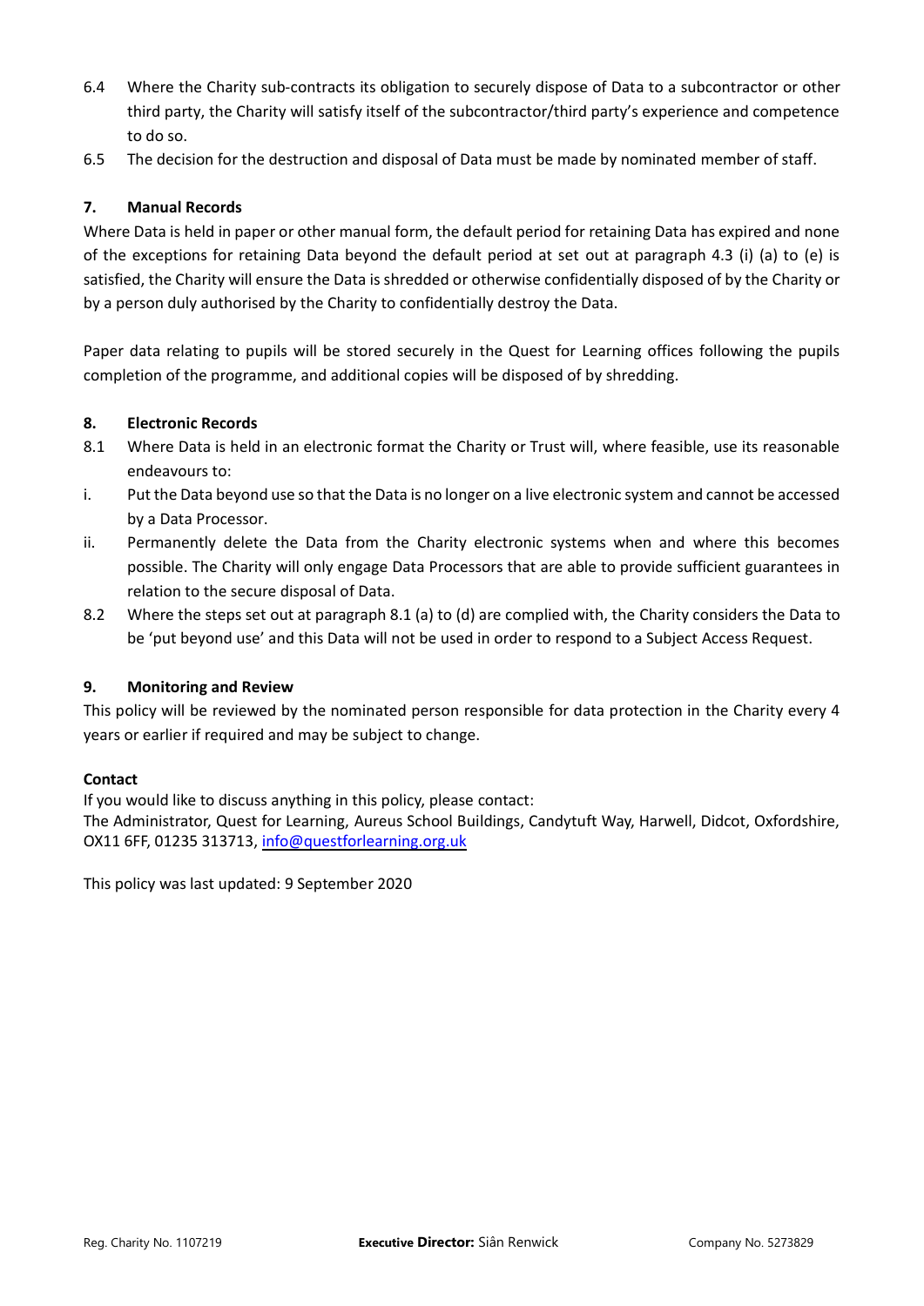6.4 Where the Charity sub-contracts its obligation to securely dispose of Data to a subcontractor or other third party, the Charity will satisfy itself of the subcontractor/third party's experience and competence to do so.

6.5 The decision for the destruction and disposal of Data must be made by nominated member of staff.

## 7. Manual Records

Where Data is held in paper or other manual form, the default period for retaining Data has expired and none of the exceptions for retaining Data beyond the default period at set out at paragraph 4.3 (i) (a) to (e) is satisfied, the Charity will ensure the Data is shredded or otherwise confidentially disposed of by the Charity or by a person duly authorised by the Charity to confidentially destroy the Data.

Paper data relating to pupils will be stored securely in the Quest for Learning offices following the pupils completion of the programme, and additional copies will be disposed of by shredding.

## 8. Electronic Records

8.1 Where Data is held in an electronic format the Charity or Trust will, where feasible, use its reasonable endeavours to:

i. Put the Data beyond use so that the Data is no longer on a live electronic system and cannot be accessed by a Data Processor.

ii. Permanently delete the Data from the Charity electronic systems when and where this becomes possible. The Charity will only engage Data Processors that are able to provide sufficient guarantees in relation to the secure disposal of Data.

8.2 Where the steps set out at paragraph 8.1 (a) to (d) are complied with, the Charity considers the Data to be 'put beyond use' and this Data will not be used in order to respond to a Subject Access Request.

## 9. Monitoring and Review

This policy will be reviewed by the nominated person responsible for data protection in the Charity every 4 years or earlier if required and may be subject to change.

**Contact**

If you would like to discuss anything in this policy, please contact:
The Administrator, Quest for Learning, Aureus School Buildings, Candytuft Way, Harwell, Didcot, Oxfordshire, OX11 6FF, 01235 313713, info@questforlearning.org.uk

This policy was last updated: 9 September 2020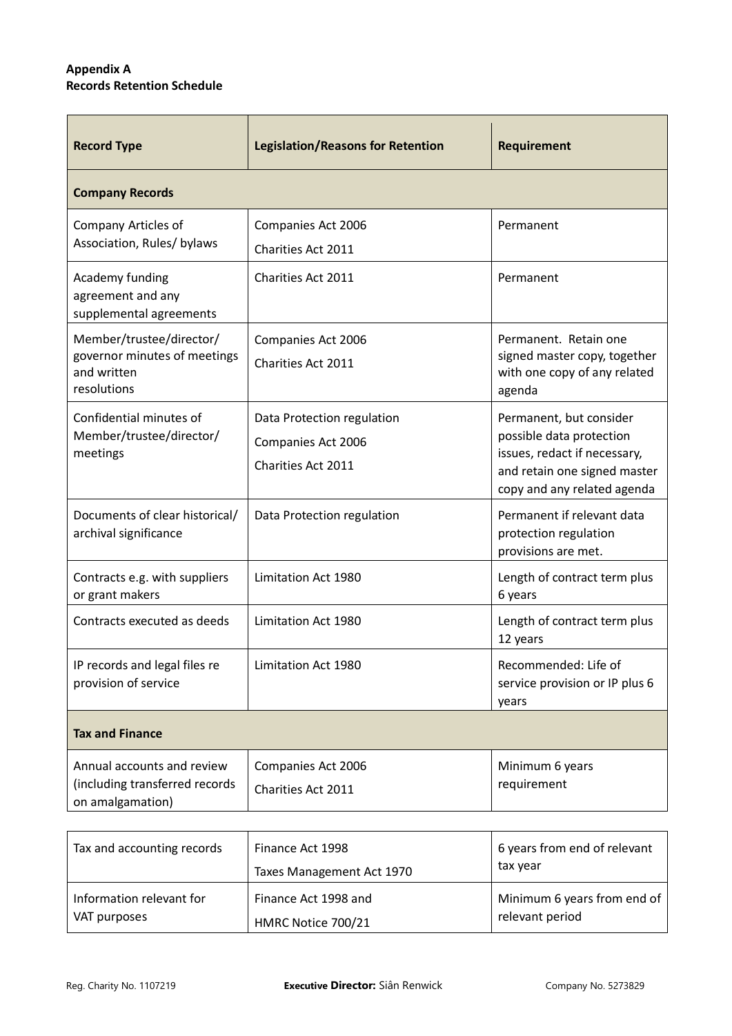**Appendix A**
**Records Retention Schedule**

| Record Type | Legislation/Reasons for Retention | Requirement |
|---|---|---|
| **Company Records** | | |
| Company Articles of Association, Rules/ bylaws | Companies Act 2006<br>Charities Act 2011 | Permanent |
| Academy funding agreement and any supplemental agreements | Charities Act 2011 | Permanent |
| Member/trustee/director/ governor minutes of meetings and written resolutions | Companies Act 2006<br>Charities Act 2011 | Permanent. Retain one signed master copy, together with one copy of any related agenda |
| Confidential minutes of Member/trustee/director/ meetings | Data Protection regulation<br>Companies Act 2006<br>Charities Act 2011 | Permanent, but consider possible data protection issues, redact if necessary, and retain one signed master copy and any related agenda |
| Documents of clear historical/ archival significance | Data Protection regulation | Permanent if relevant data protection regulation provisions are met. |
| Contracts e.g. with suppliers or grant makers | Limitation Act 1980 | Length of contract term plus 6 years |
| Contracts executed as deeds | Limitation Act 1980 | Length of contract term plus 12 years |
| IP records and legal files re provision of service | Limitation Act 1980 | Recommended: Life of service provision or IP plus 6 years |
| **Tax and Finance** | | |
| Annual accounts and review (including transferred records on amalgamation) | Companies Act 2006<br>Charities Act 2011 | Minimum 6 years requirement |
| Tax and accounting records | Finance Act 1998<br>Taxes Management Act 1970 | 6 years from end of relevant tax year |
| Information relevant for VAT purposes | Finance Act 1998 and<br>HMRC Notice 700/21 | Minimum 6 years from end of relevant period |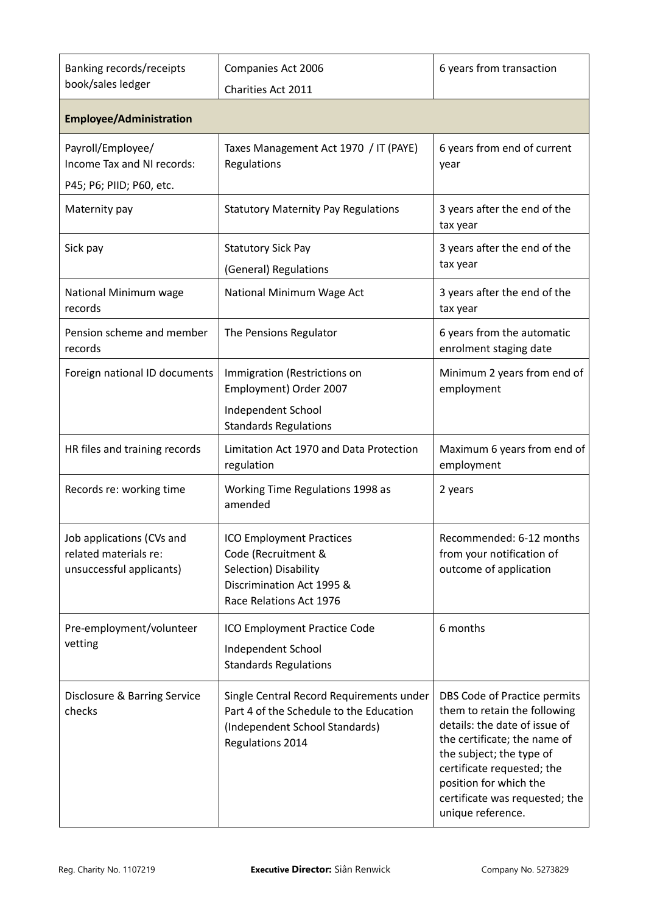| Banking records/receipts book/sales ledger | Companies Act 2006<br>Charities Act 2011 | 6 years from transaction |
|---|---|---|
| **Employee/Administration** | | |
| Payroll/Employee/ Income Tax and NI records:<br>P45; P6; PIID; P60, etc. | Taxes Management Act 1970 / IT (PAYE) Regulations | 6 years from end of current year |
| Maternity pay | Statutory Maternity Pay Regulations | 3 years after the end of the tax year |
| Sick pay | Statutory Sick Pay<br>(General) Regulations | 3 years after the end of the tax year |
| National Minimum wage records | National Minimum Wage Act | 3 years after the end of the tax year |
| Pension scheme and member records | The Pensions Regulator | 6 years from the automatic enrolment staging date |
| Foreign national ID documents | Immigration (Restrictions on Employment) Order 2007<br>Independent School Standards Regulations | Minimum 2 years from end of employment |
| HR files and training records | Limitation Act 1970 and Data Protection regulation | Maximum 6 years from end of employment |
| Records re: working time | Working Time Regulations 1998 as amended | 2 years |
| Job applications (CVs and related materials re: unsuccessful applicants) | ICO Employment Practices Code (Recruitment & Selection) Disability Discrimination Act 1995 & Race Relations Act 1976 | Recommended: 6-12 months from your notification of outcome of application |
| Pre-employment/volunteer vetting | ICO Employment Practice Code<br>Independent School Standards Regulations | 6 months |
| Disclosure & Barring Service checks | Single Central Record Requirements under Part 4 of the Schedule to the Education (Independent School Standards) Regulations 2014 | DBS Code of Practice permits them to retain the following details: the date of issue of the certificate; the name of the subject; the type of certificate requested; the position for which the certificate was requested; the unique reference. |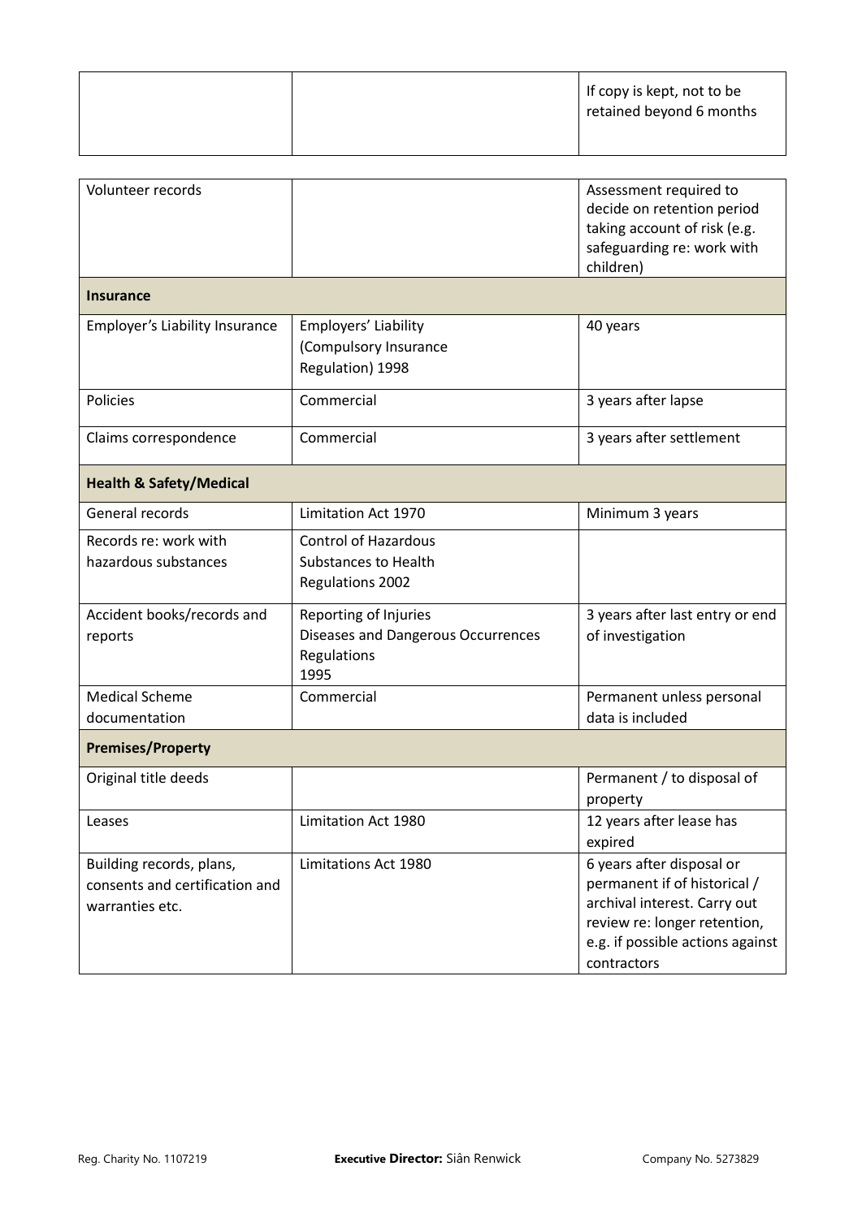| | | If copy is kept, not to be retained beyond 6 months |
|---|---|---|

| | | |
|---|---|---|
| Volunteer records | | Assessment required to decide on retention period taking account of risk (e.g. safeguarding re: work with children) |
| **Insurance** | | |
| Employer's Liability Insurance | Employers' Liability (Compulsory Insurance Regulation) 1998 | 40 years |
| Policies | Commercial | 3 years after lapse |
| Claims correspondence | Commercial | 3 years after settlement |
| **Health & Safety/Medical** | | |
| General records | Limitation Act 1970 | Minimum 3 years |
| Records re: work with hazardous substances | Control of Hazardous Substances to Health Regulations 2002 | |
| Accident books/records and reports | Reporting of Injuries Diseases and Dangerous Occurrences Regulations 1995 | 3 years after last entry or end of investigation |
| Medical Scheme documentation | Commercial | Permanent unless personal data is included |
| **Premises/Property** | | |
| Original title deeds | | Permanent / to disposal of property |
| Leases | Limitation Act 1980 | 12 years after lease has expired |
| Building records, plans, consents and certification and warranties etc. | Limitations Act 1980 | 6 years after disposal or permanent if of historical / archival interest. Carry out review re: longer retention, e.g. if possible actions against contractors |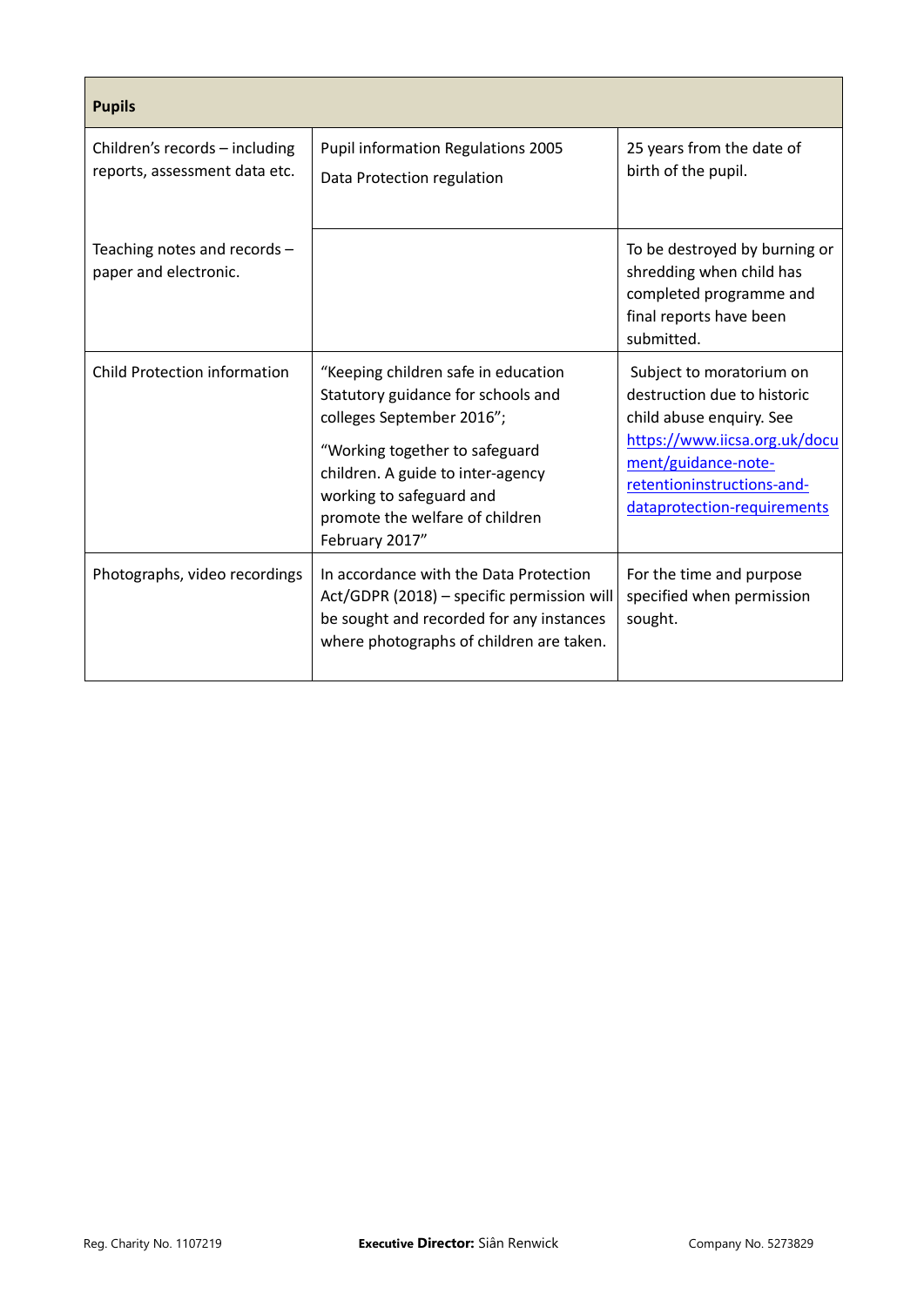| Pupils | | |
|---|---|---|
| Children's records – including reports, assessment data etc. | Pupil information Regulations 2005<br>Data Protection regulation | 25 years from the date of birth of the pupil. |
| Teaching notes and records – paper and electronic. | | To be destroyed by burning or shredding when child has completed programme and final reports have been submitted. |
| Child Protection information | "Keeping children safe in education Statutory guidance for schools and colleges September 2016";<br>"Working together to safeguard children. A guide to inter-agency working to safeguard and promote the welfare of children February 2017" | Subject to moratorium on destruction due to historic child abuse enquiry. See https://www.iicsa.org.uk/document/guidance-note-retentioninstructions-and-dataprotection-requirements |
| Photographs, video recordings | In accordance with the Data Protection Act/GDPR (2018) – specific permission will be sought and recorded for any instances where photographs of children are taken. | For the time and purpose specified when permission sought. |